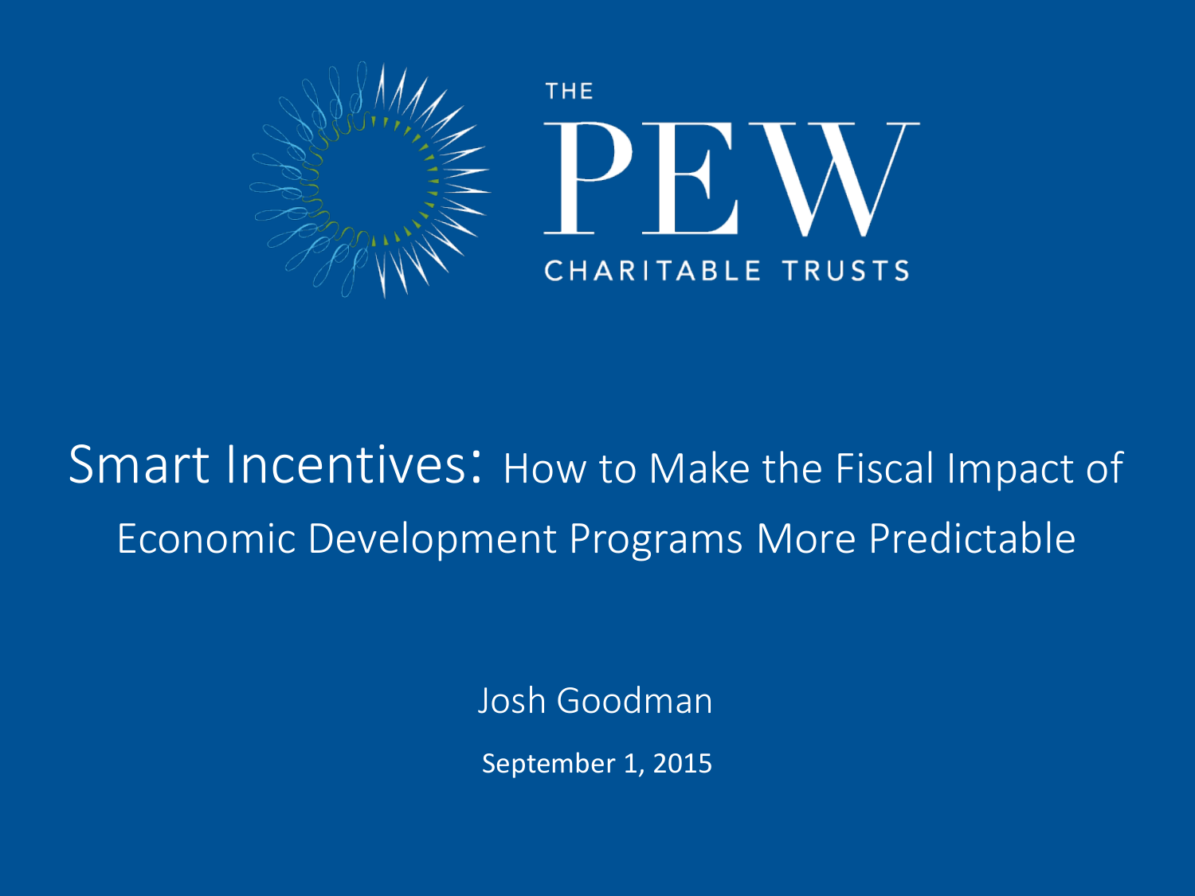THE PEW CHARITABLE TRUSTS

# Smart Incentives: How to Make the Fiscal Impact of Economic Development Programs More Predictable

Josh Goodman

September 1, 2015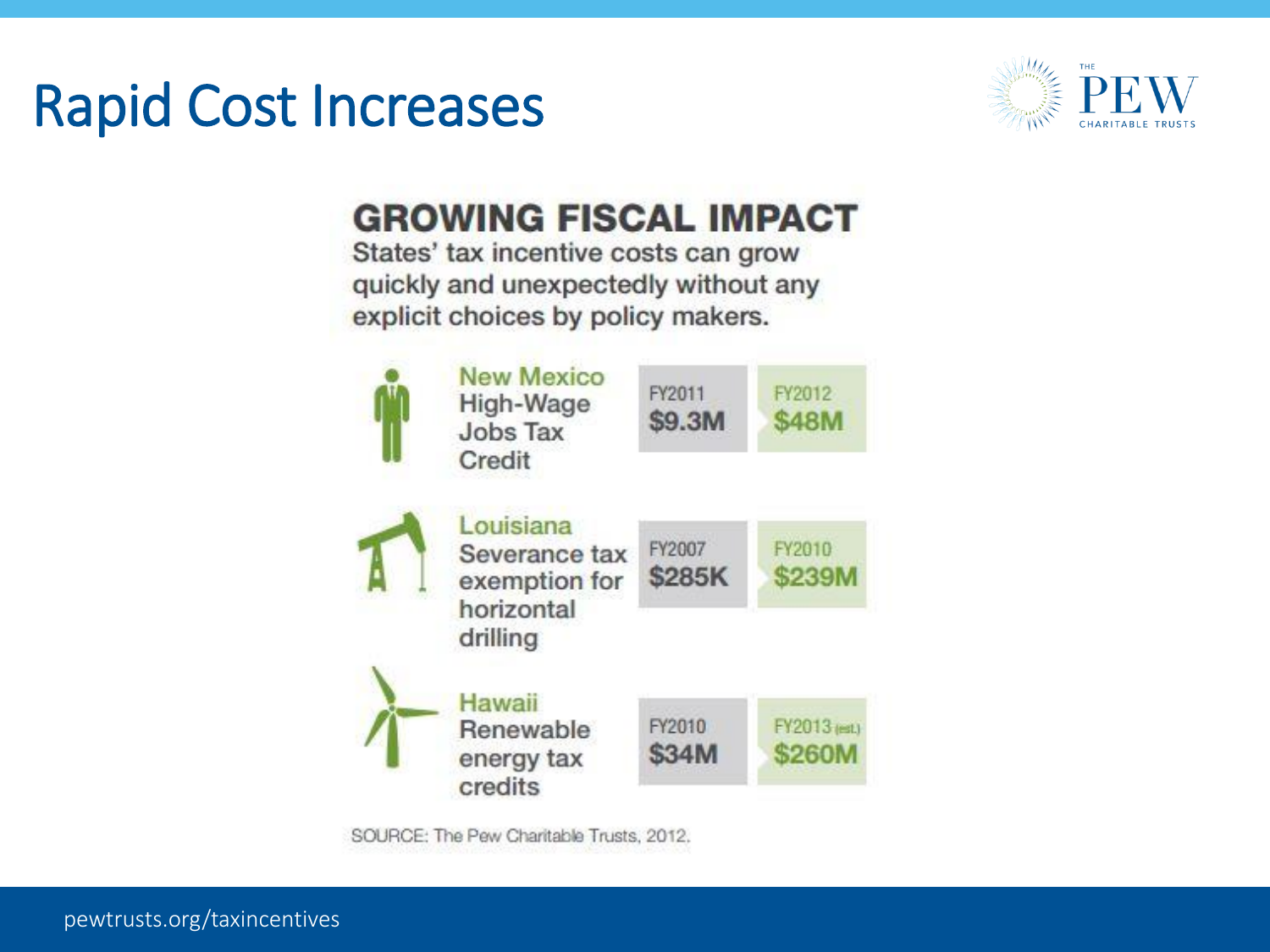# Rapid Cost Increases

## GROWING FISCAL IMPACT

States' tax incentive costs can grow quickly and unexpectedly without any explicit choices by policy makers.

| Program | Earlier | Later |
| --- | --- | --- |
| New Mexico High-Wage Jobs Tax Credit | FY2011 $9.3M | FY2012 $48M |
| Louisiana Severance tax exemption for horizontal drilling | FY2007 $285K | FY2010 $239M |
| Hawaii Renewable energy tax credits | FY2010 $34M | FY2013 (est.) $260M |

SOURCE: The Pew Charitable Trusts, 2012.

pewtrusts.org/taxincentives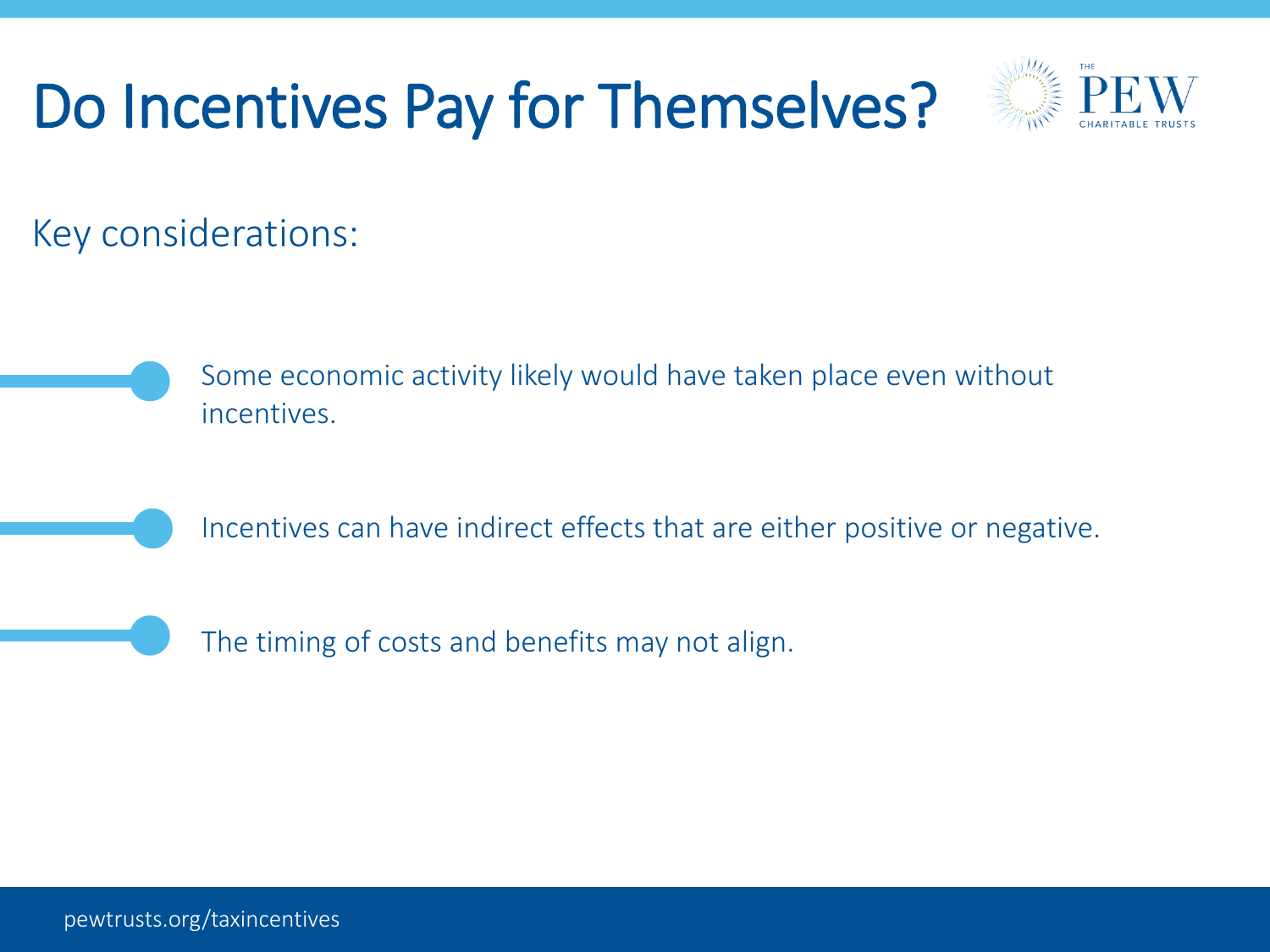# Do Incentives Pay for Themselves?

Key considerations:

- Some economic activity likely would have taken place even without incentives.
- Incentives can have indirect effects that are either positive or negative.
- The timing of costs and benefits may not align.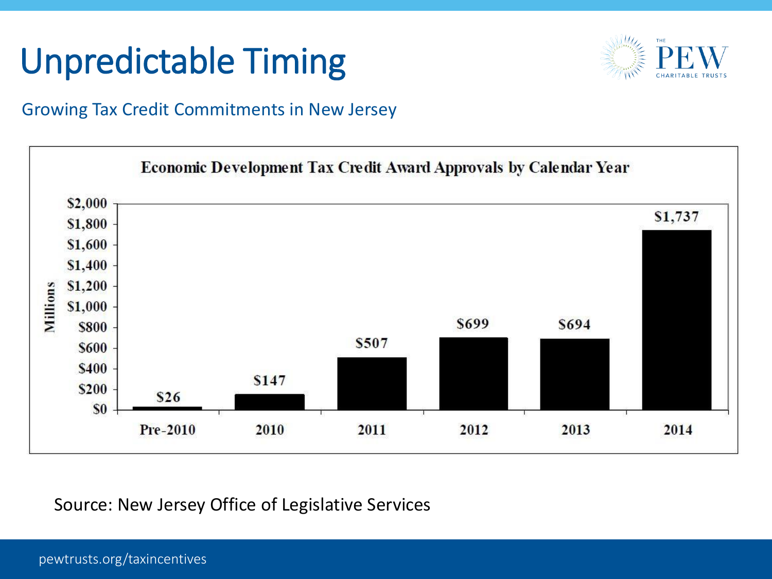# Unpredictable Timing

## Growing Tax Credit Commitments in New Jersey

**Economic Development Tax Credit Award Approvals by Calendar Year**

| Calendar Year | Millions |
|---|---|
| Pre-2010 | $26 |
| 2010 | $147 |
| 2011 | $507 |
| 2012 | $699 |
| 2013 | $694 |
| 2014 | $1,737 |

Source: New Jersey Office of Legislative Services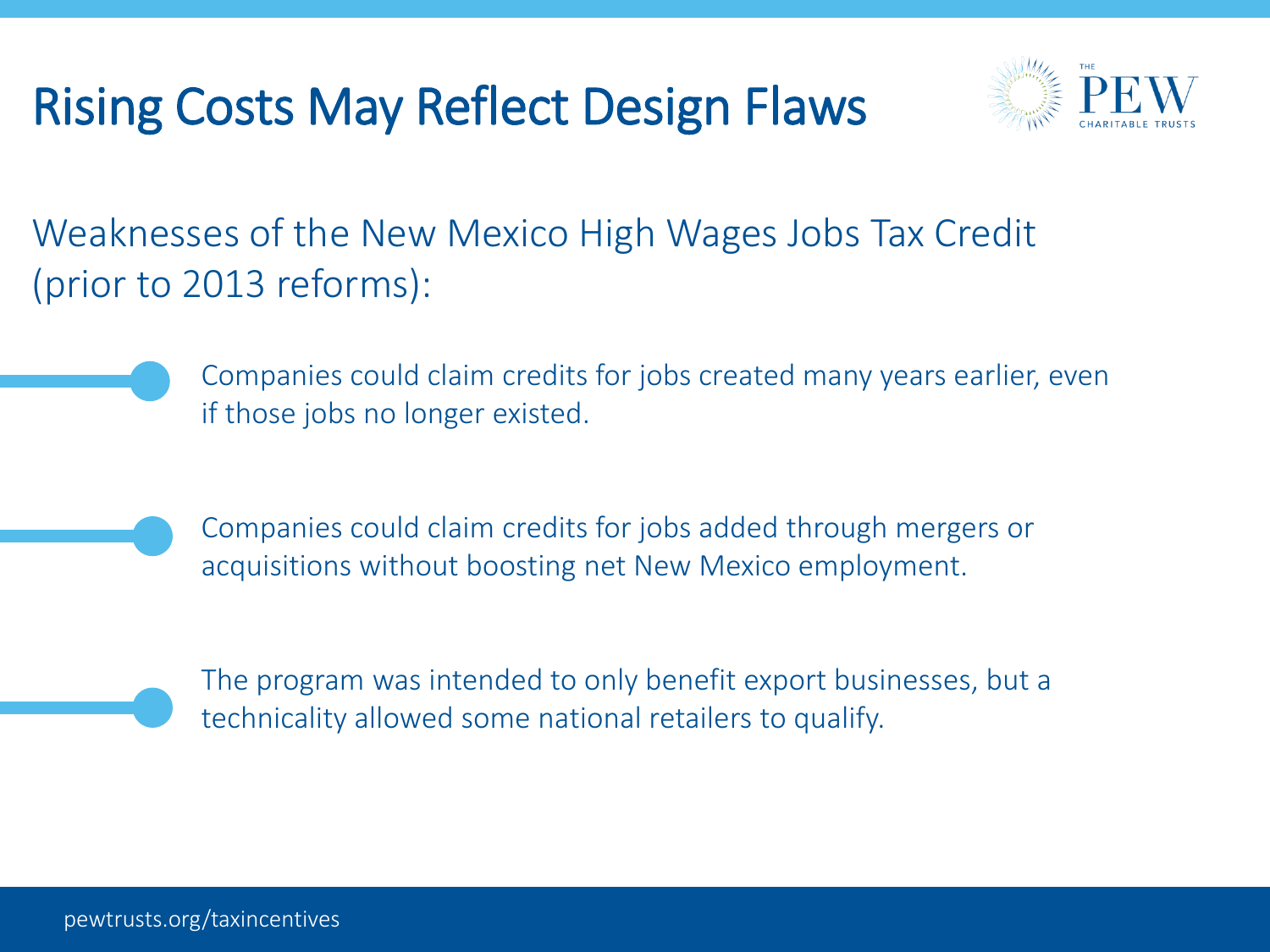# Rising Costs May Reflect Design Flaws

Weaknesses of the New Mexico High Wages Jobs Tax Credit (prior to 2013 reforms):

- Companies could claim credits for jobs created many years earlier, even if those jobs no longer existed.
- Companies could claim credits for jobs added through mergers or acquisitions without boosting net New Mexico employment.
- The program was intended to only benefit export businesses, but a technicality allowed some national retailers to qualify.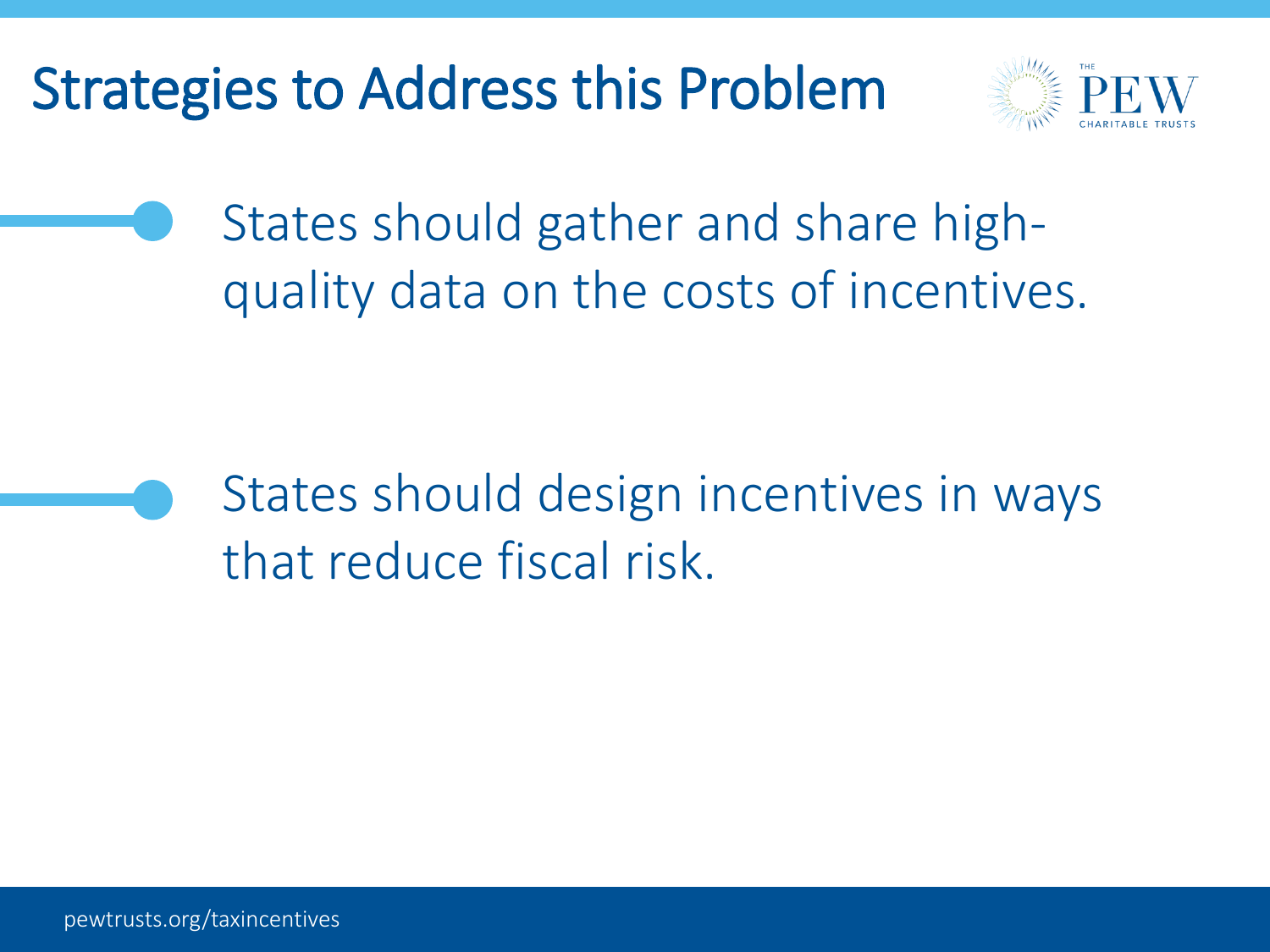# Strategies to Address this Problem

- States should gather and share high-quality data on the costs of incentives.

- States should design incentives in ways that reduce fiscal risk.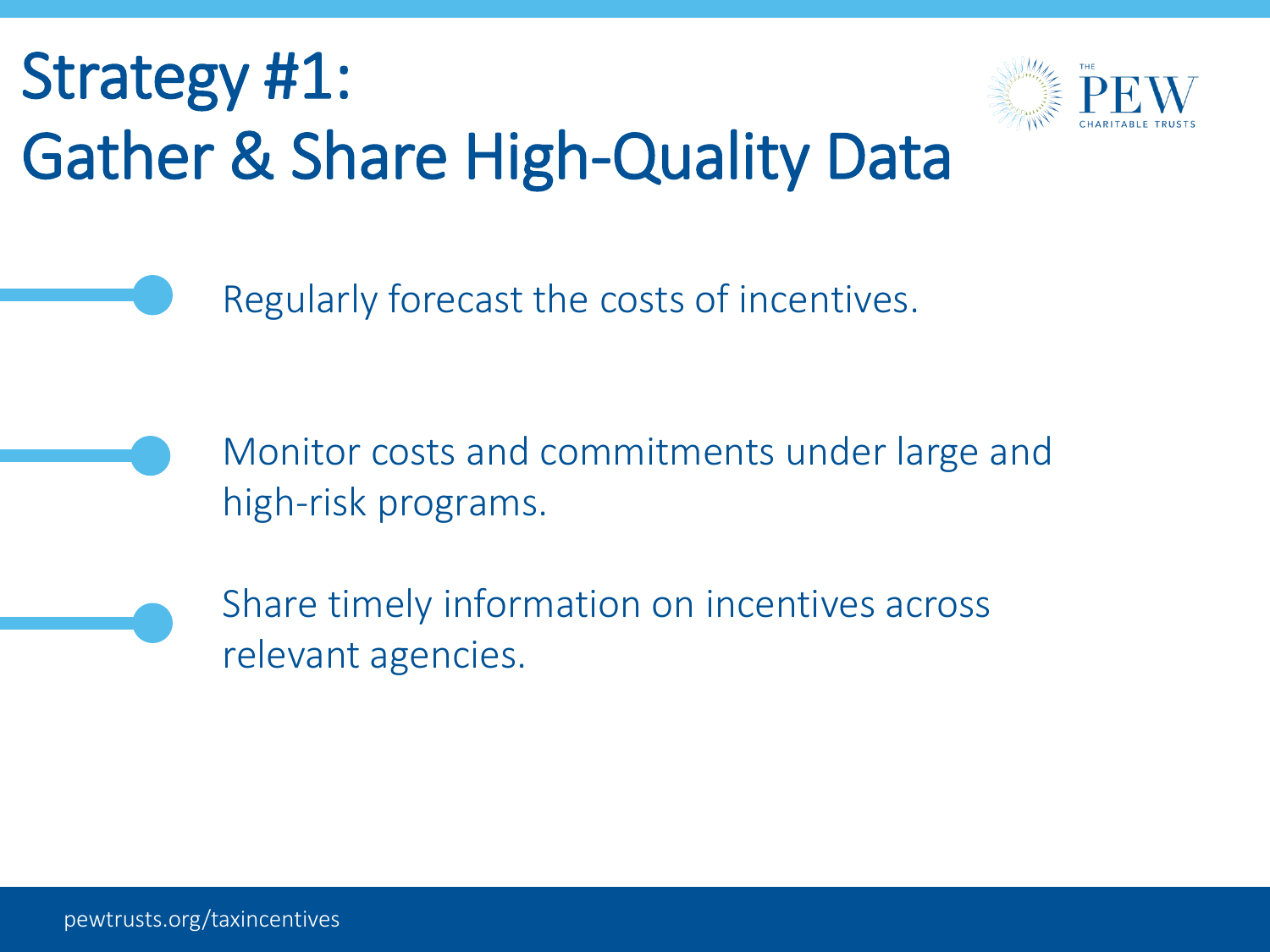# Strategy #1: Gather & Share High-Quality Data

- Regularly forecast the costs of incentives.
- Monitor costs and commitments under large and high-risk programs.
- Share timely information on incentives across relevant agencies.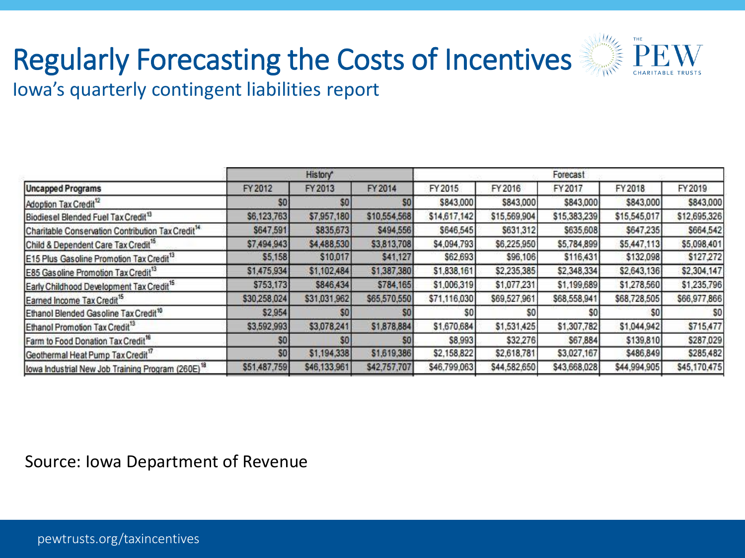# Regularly Forecasting the Costs of Incentives

## Iowa's quarterly contingent liabilities report

| | History* | | | Forecast | | | | |
|---|---|---|---|---|---|---|---|---|
| **Uncapped Programs** | FY 2012 | FY 2013 | FY 2014 | FY 2015 | FY 2016 | FY 2017 | FY 2018 | FY 2019 |
| Adoption Tax Credit[12] | $0 | $0 | $0 | $843,000 | $843,000 | $843,000 | $843,000 | $843,000 |
| Biodiesel Blended Fuel Tax Credit[13] | $6,123,763 | $7,957,180 | $10,554,568 | $14,617,142 | $15,569,904 | $15,383,239 | $15,545,017 | $12,695,326 |
| Charitable Conservation Contribution Tax Credit[14] | $647,591 | $835,673 | $494,556 | $646,545 | $631,312 | $635,608 | $647,235 | $664,542 |
| Child & Dependent Care Tax Credit[15] | $7,494,943 | $4,488,530 | $3,813,708 | $4,094,793 | $6,225,950 | $5,784,899 | $5,447,113 | $5,098,401 |
| E15 Plus Gasoline Promotion Tax Credit[13] | $5,158 | $10,017 | $41,127 | $62,693 | $96,106 | $116,431 | $132,098 | $127,272 |
| E85 Gasoline Promotion Tax Credit[13] | $1,475,934 | $1,102,484 | $1,387,380 | $1,838,161 | $2,235,385 | $2,348,334 | $2,643,136 | $2,304,147 |
| Early Childhood Development Tax Credit[15] | $753,173 | $846,434 | $784,165 | $1,006,319 | $1,077,231 | $1,199,689 | $1,278,560 | $1,235,796 |
| Earned Income Tax Credit[15] | $30,258,024 | $31,031,962 | $65,570,550 | $71,116,030 | $69,527,961 | $68,558,941 | $68,728,505 | $66,977,866 |
| Ethanol Blended Gasoline Tax Credit[10] | $2,954 | $0 | $0 | $0 | $0 | $0 | $0 | $0 |
| Ethanol Promotion Tax Credit[13] | $3,592,993 | $3,078,241 | $1,878,884 | $1,670,684 | $1,531,425 | $1,307,782 | $1,044,942 | $715,477 |
| Farm to Food Donation Tax Credit[16] | $0 | $0 | $0 | $8,993 | $32,276 | $67,884 | $139,810 | $287,029 |
| Geothermal Heat Pump Tax Credit[17] | $0 | $1,194,338 | $1,619,386 | $2,158,822 | $2,618,781 | $3,027,167 | $486,849 | $285,482 |
| Iowa Industrial New Job Training Program (260E)[18] | $51,487,759 | $46,133,961 | $42,757,707 | $46,799,063 | $44,582,650 | $43,668,028 | $44,994,905 | $45,170,475 |

Source: Iowa Department of Revenue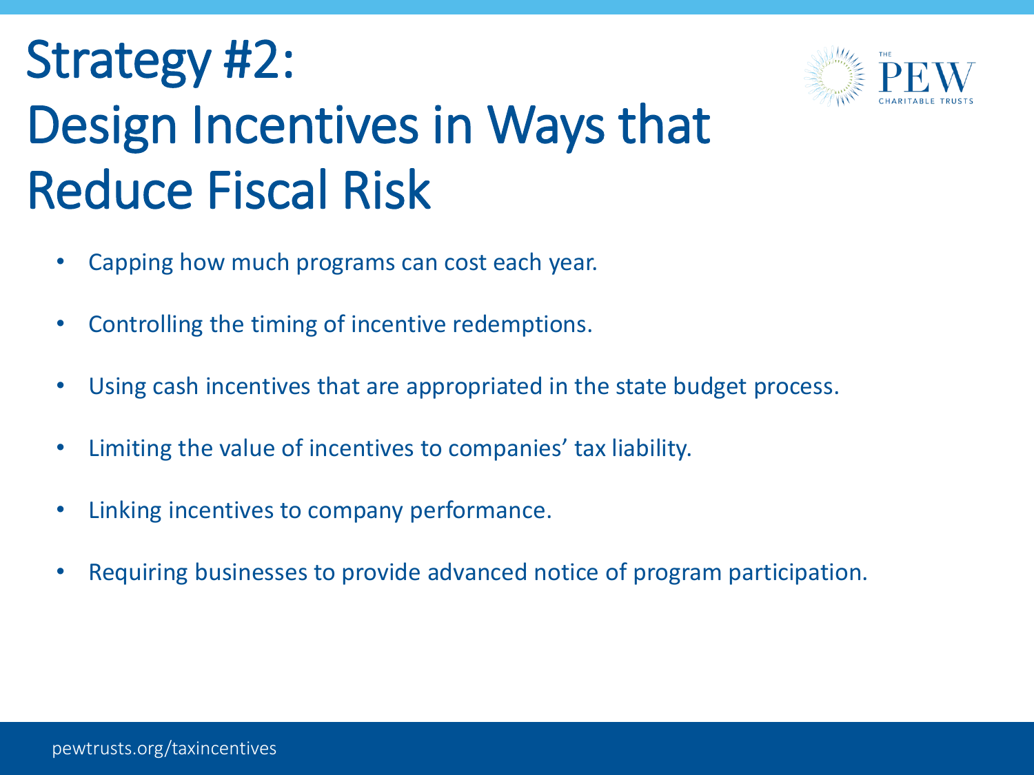# Strategy #2: Design Incentives in Ways that Reduce Fiscal Risk

- Capping how much programs can cost each year.
- Controlling the timing of incentive redemptions.
- Using cash incentives that are appropriated in the state budget process.
- Limiting the value of incentives to companies' tax liability.
- Linking incentives to company performance.
- Requiring businesses to provide advanced notice of program participation.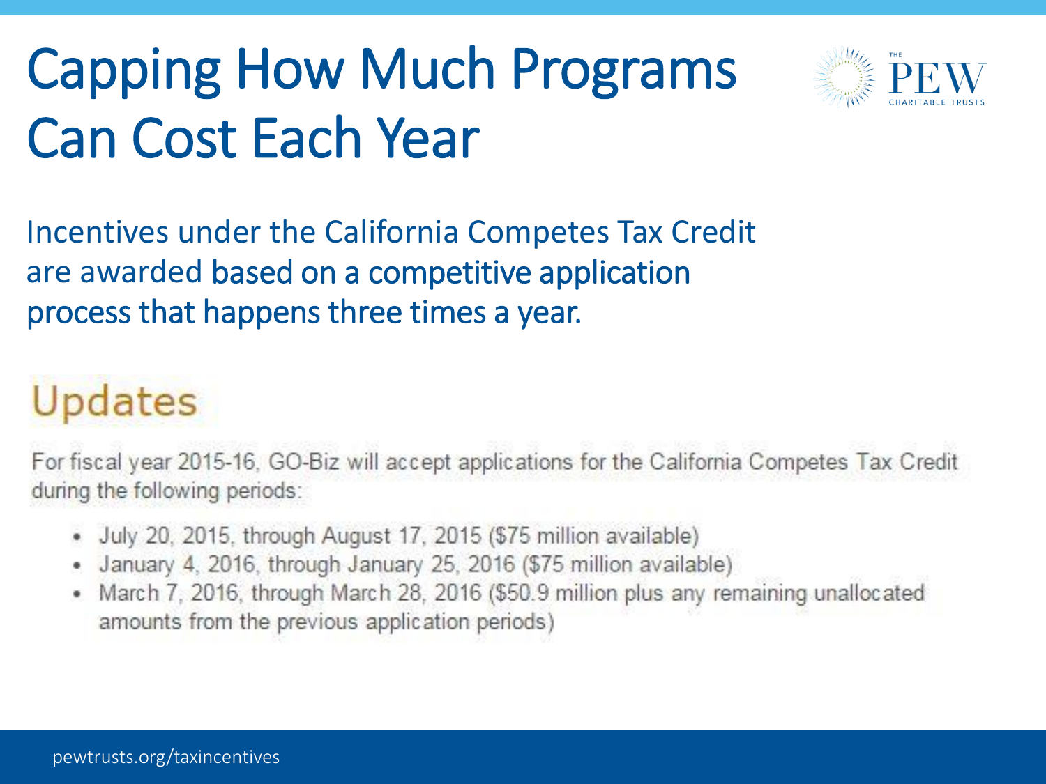# Capping How Much Programs Can Cost Each Year

Incentives under the California Competes Tax Credit are awarded based on a competitive application process that happens three times a year.

## Updates

For fiscal year 2015-16, GO-Biz will accept applications for the California Competes Tax Credit during the following periods:

- July 20, 2015, through August 17, 2015 ($75 million available)
- January 4, 2016, through January 25, 2016 ($75 million available)
- March 7, 2016, through March 28, 2016 ($50.9 million plus any remaining unallocated amounts from the previous application periods)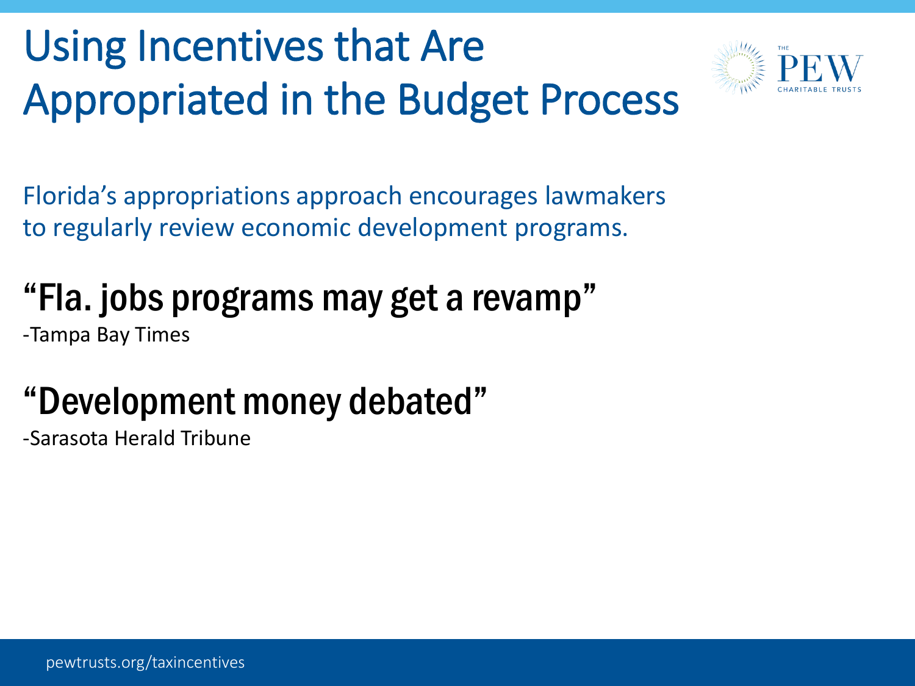# Using Incentives that Are Appropriated in the Budget Process

Florida's appropriations approach encourages lawmakers to regularly review economic development programs.

## "Fla. jobs programs may get a revamp"

-Tampa Bay Times

## "Development money debated"

-Sarasota Herald Tribune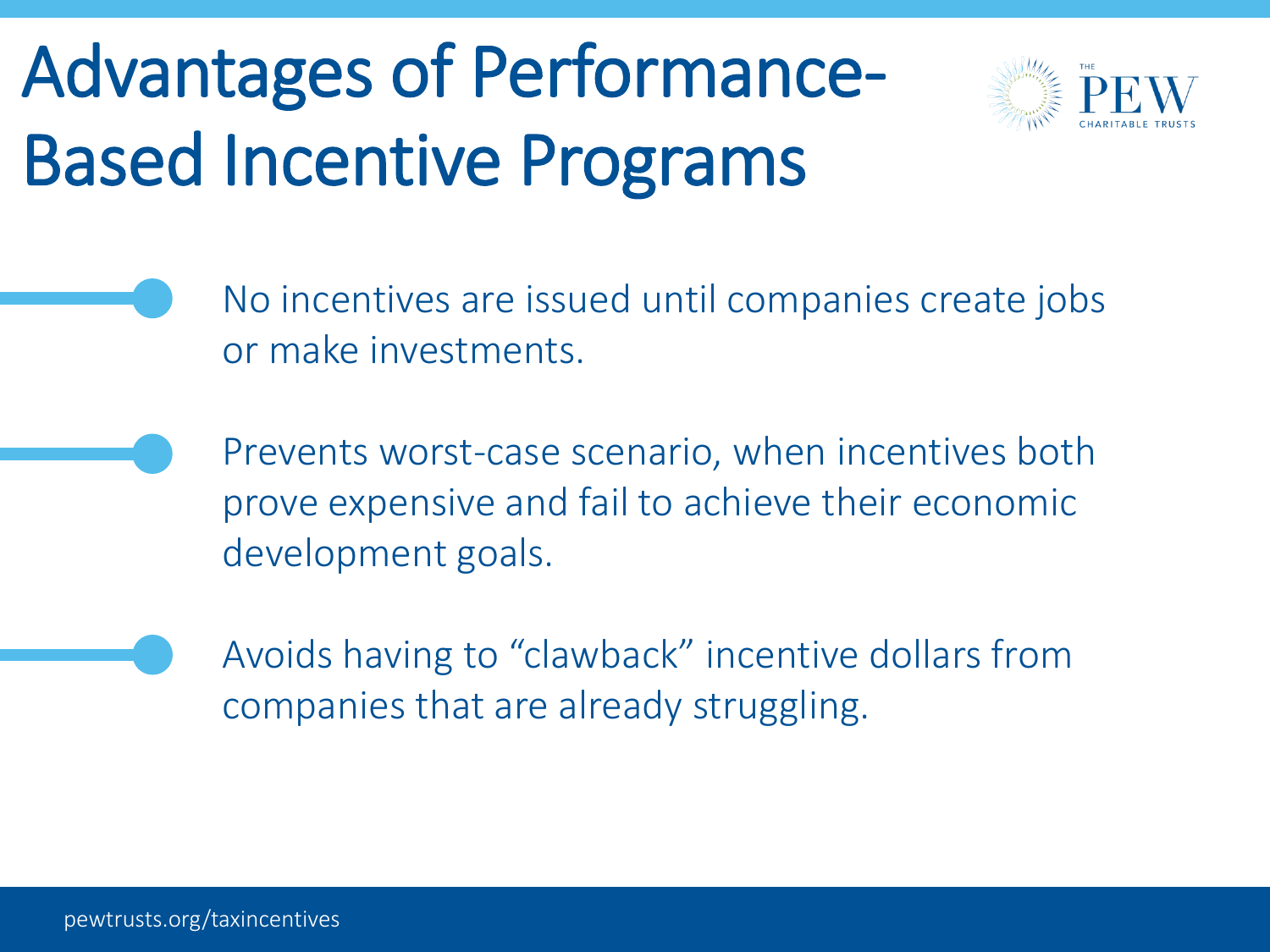# Advantages of Performance-Based Incentive Programs

- No incentives are issued until companies create jobs or make investments.
- Prevents worst-case scenario, when incentives both prove expensive and fail to achieve their economic development goals.
- Avoids having to "clawback" incentive dollars from companies that are already struggling.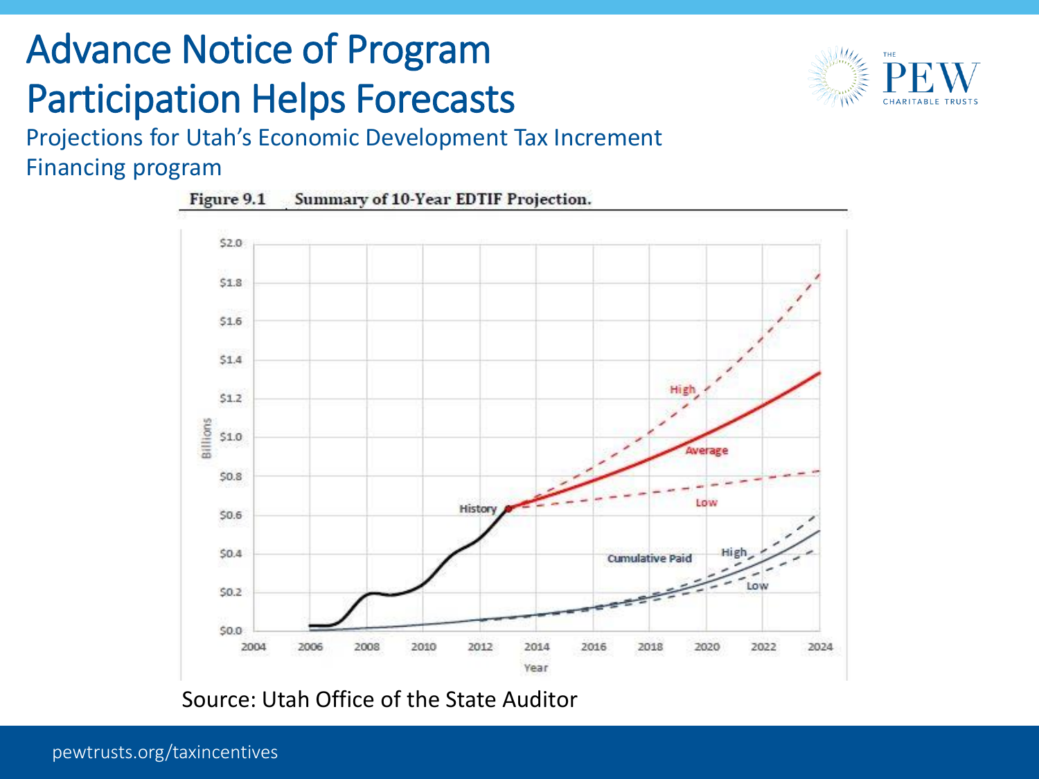# Advance Notice of Program Participation Helps Forecasts

Projections for Utah's Economic Development Tax Increment Financing program

**Figure 9.1 Summary of 10-Year EDTIF Projection.**

Source: Utah Office of the State Auditor

pewtrusts.org/taxincentives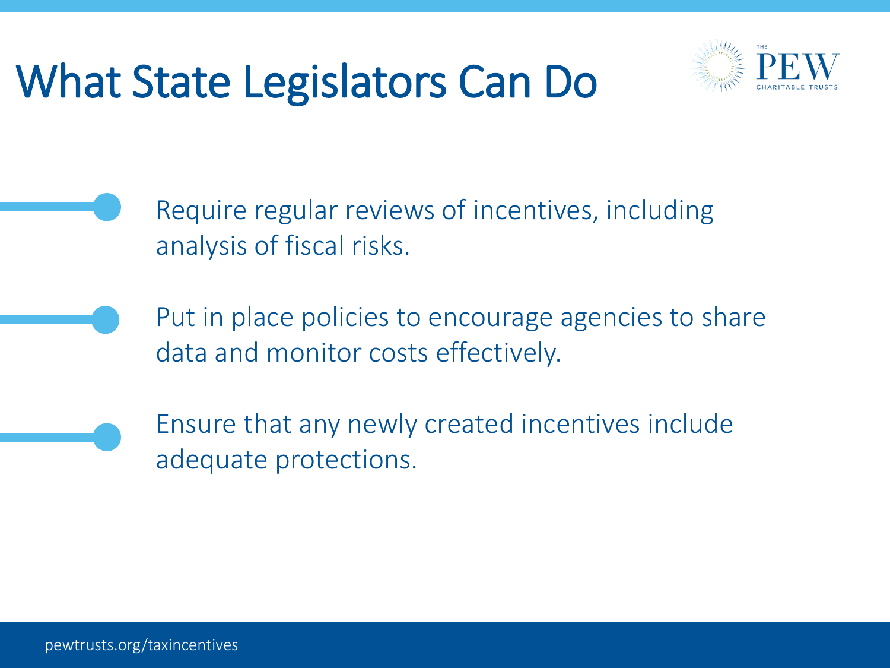# What State Legislators Can Do

- Require regular reviews of incentives, including analysis of fiscal risks.
- Put in place policies to encourage agencies to share data and monitor costs effectively.
- Ensure that any newly created incentives include adequate protections.

pewtrusts.org/taxincentives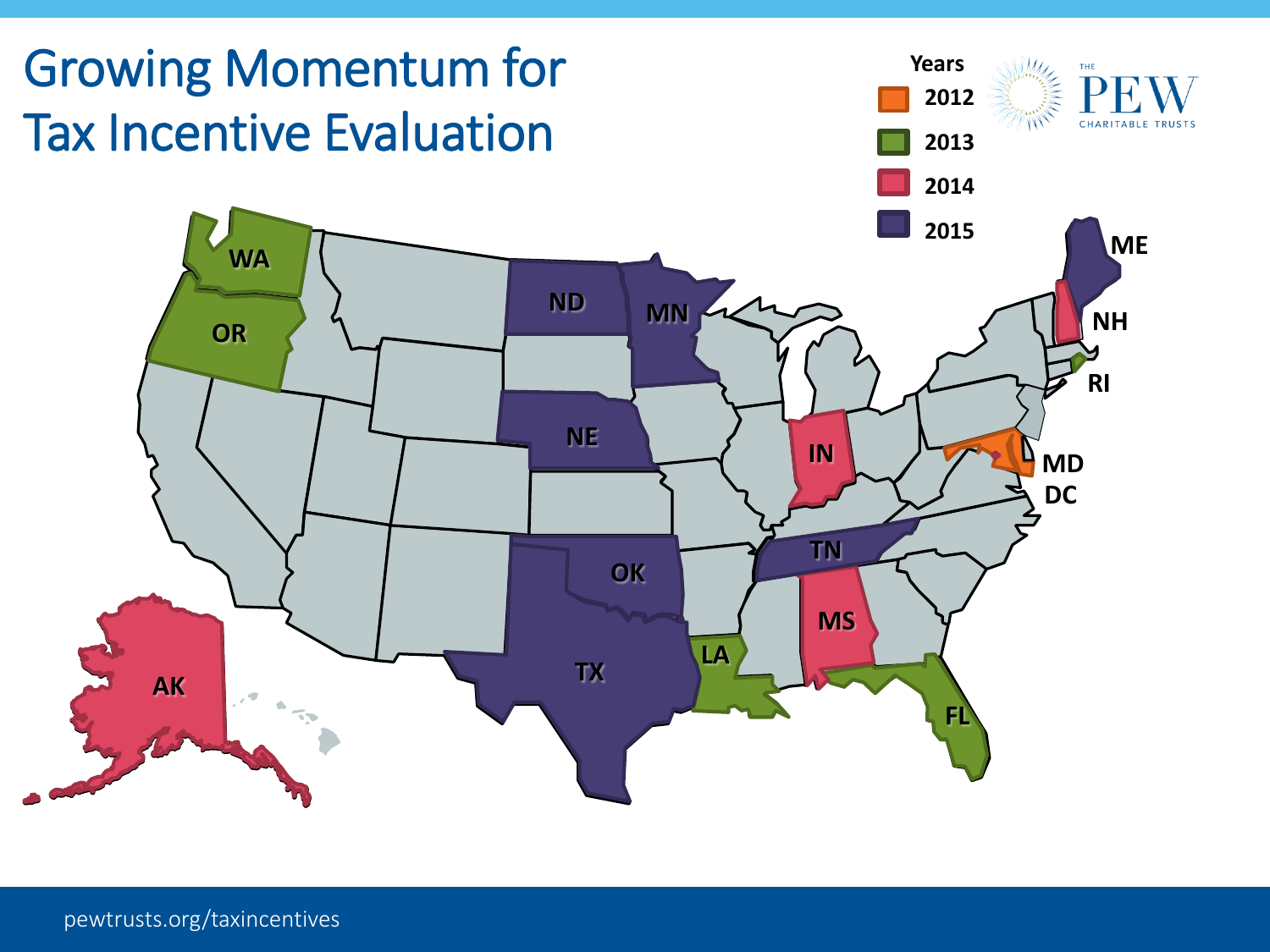# Growing Momentum for Tax Incentive Evaluation

**Years**

- 2012
- 2013
- 2014
- 2015

WA, OR, ND, MN, NE, OK, TX, TN, LA, MS, FL, IN, ME, NH, RI, MD, DC, AK

pewtrusts.org/taxincentives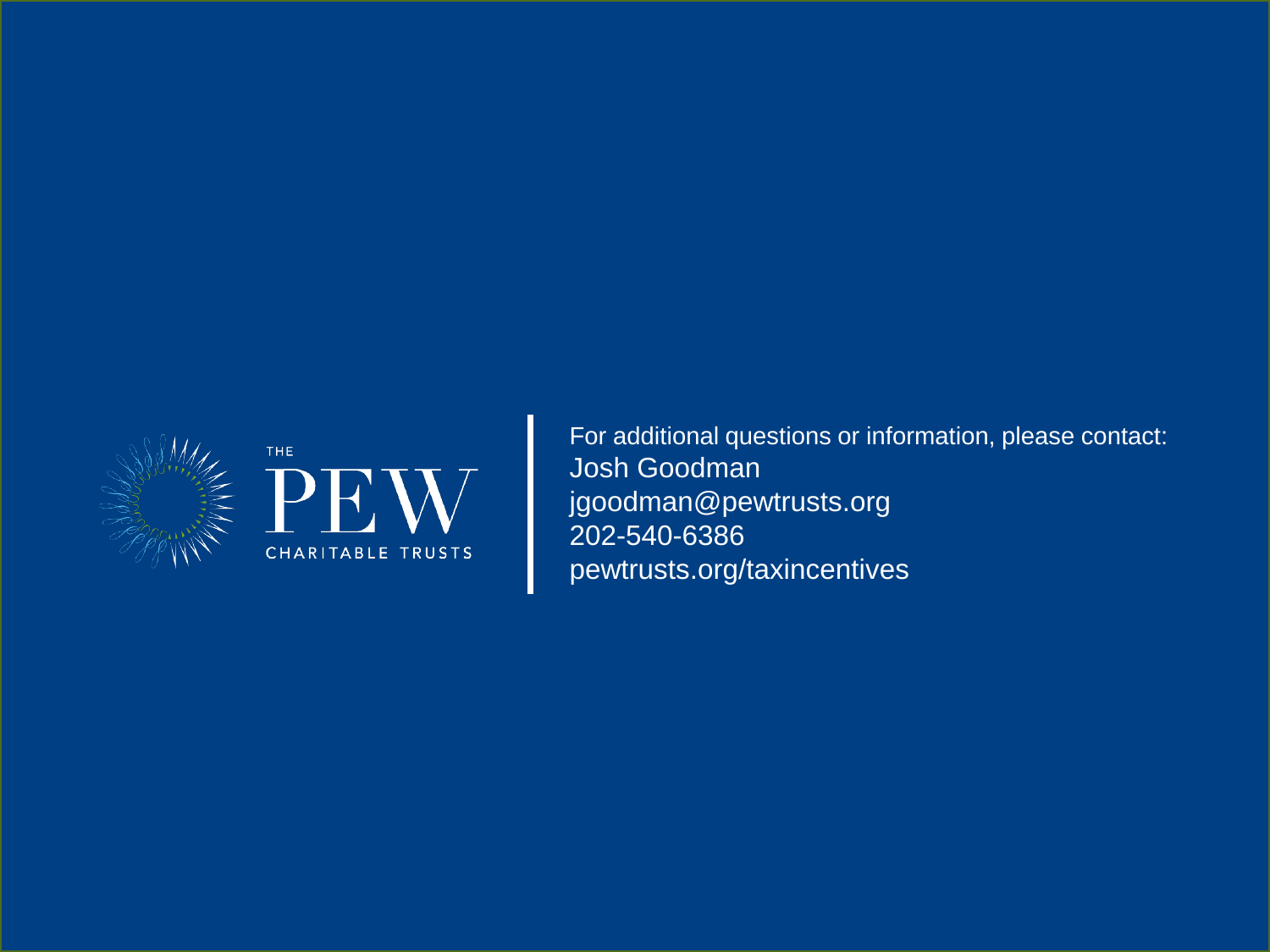THE PEW CHARITABLE TRUSTS

For additional questions or information, please contact:
Josh Goodman
jgoodman@pewtrusts.org
202-540-6386
pewtrusts.org/taxincentives